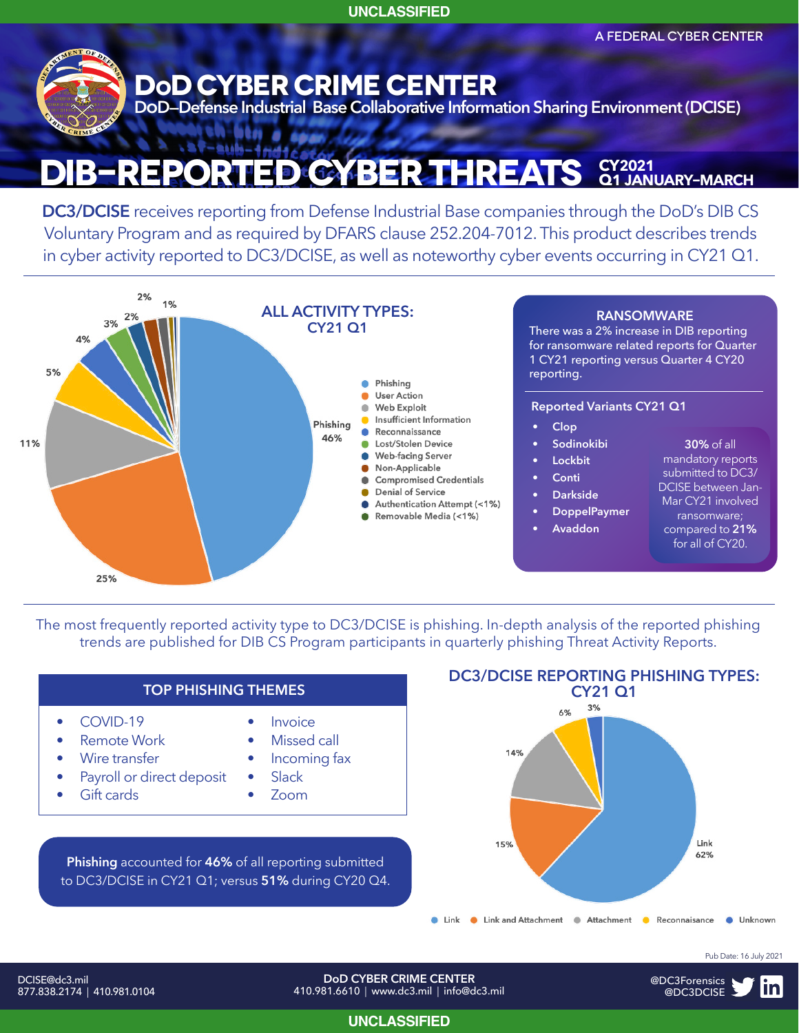UNCLASSIFIED

A FEDERAL CYBER CENTER

# DoD CYBER CRIME CENTER

DoD–Defense Industrial Base Collaborative Information Sharing Environment (DCISE)

# DIB-REPORTED CYBER THREATS

CY2021 Q1 JANUARY–MARCH

**DC3/DCISE** receives reporting from Defense Industrial Base companies through the DoD's DIB CS Voluntary Program and as required by DFARS clause 252.204-7012. This product describes trends in cyber activity reported to DC3/DCISE, as well as noteworthy cyber events occurring in CY21 Q1.

## ALL ACTIVITY TYPES: CY21 Q1

| Activity Type | Share |
| --- | --- |
| Phishing | 46% |
| User Action | 25% |
| Web Exploit | 11% |
| Insufficient Information | 5% |
| Reconnaissance | 4% |
| Lost/Stolen Device | 3% |
| Web-facing Server | 2% |
| Non-Applicable | 2% |
| Compromised Credentials | 1% |
| Denial of Service | |
| Authentication Attempt | <1% |
| Removable Media | <1% |

## RANSOMWARE

There was a 2% increase in DIB reporting for ransomware related reports for Quarter 1 CY21 reporting versus Quarter 4 CY20 reporting.

### Reported Variants CY21 Q1

- Clop
- Sodinokibi
- Lockbit
- Conti
- Darkside
- DoppelPaymer
- Avaddon

**30%** of all mandatory reports submitted to DC3/DCISE between Jan-Mar CY21 involved ransomware; compared to **21%** for all of CY20.

The most frequently reported activity type to DC3/DCISE is phishing. In-depth analysis of the reported phishing trends are published for DIB CS Program participants in quarterly phishing Threat Activity Reports.

## TOP PHISHING THEMES

- COVID-19
- Remote Work
- Wire transfer
- Payroll or direct deposit
- Gift cards
- Invoice
- Missed call
- Incoming fax
- Slack
- Zoom

**Phishing** accounted for **46%** of all reporting submitted to DC3/DCISE in CY21 Q1; versus **51%** during CY20 Q4.

## DC3/DCISE REPORTING PHISHING TYPES: CY21 Q1

| Phishing Type | Share |
| --- | --- |
| Link | 62% |
| Link and Attachment | 15% |
| Attachment | 14% |
| Reconnaisance | 6% |
| Unknown | 3% |

Pub Date: 16 July 2021

DCISE@dc3.mil
877.838.2174 | 410.981.0104

DoD CYBER CRIME CENTER
410.981.6610 | www.dc3.mil | info@dc3.mil

@DC3Forensics
@DC3DCISE

UNCLASSIFIED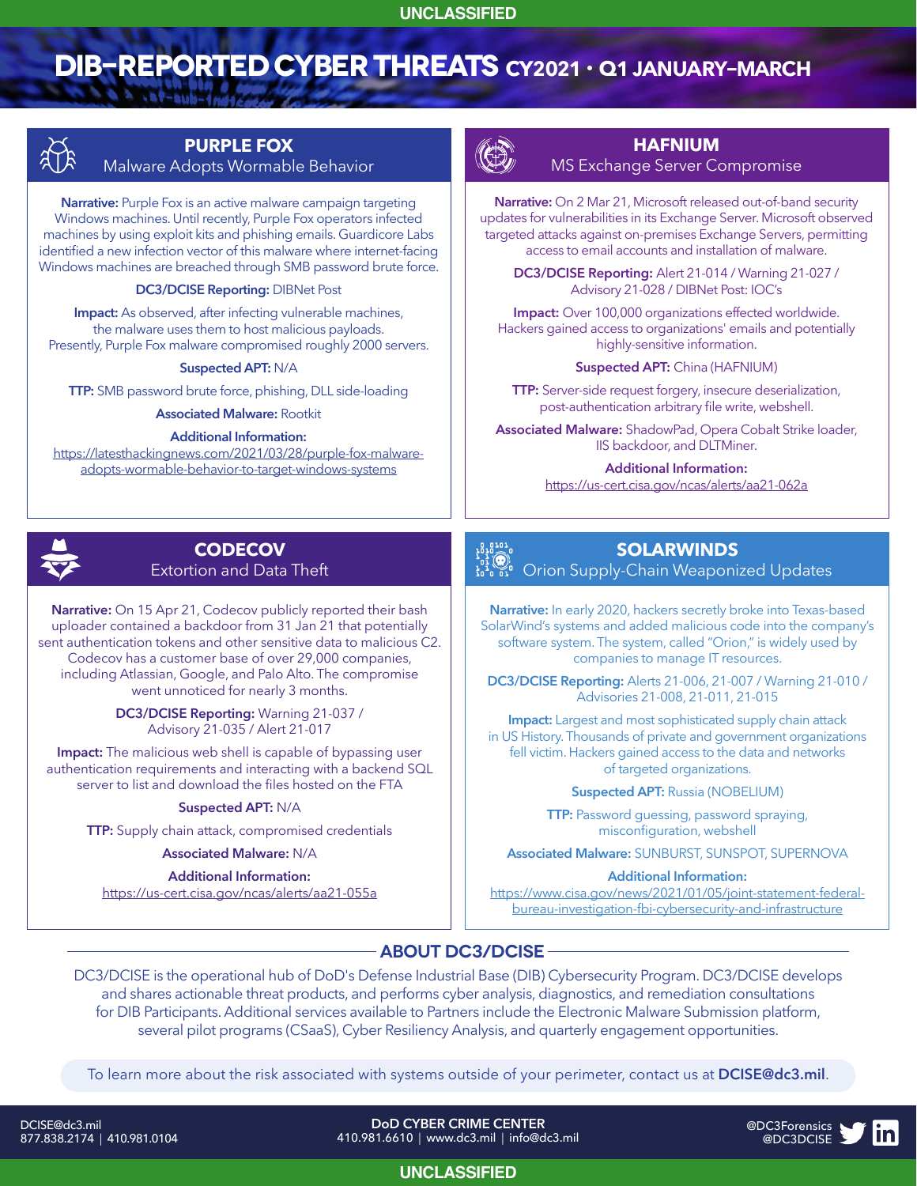UNCLASSIFIED

# DIB-REPORTED CYBER THREATS CY2021 · Q1 JANUARY-MARCH

## PURPLE FOX
Malware Adopts Wormable Behavior

**Narrative:** Purple Fox is an active malware campaign targeting Windows machines. Until recently, Purple Fox operators infected machines by using exploit kits and phishing emails. Guardicore Labs identified a new infection vector of this malware where internet-facing Windows machines are breached through SMB password brute force.

**DC3/DCISE Reporting:** DIBNet Post

**Impact:** As observed, after infecting vulnerable machines, the malware uses them to host malicious payloads. Presently, Purple Fox malware compromised roughly 2000 servers.

**Suspected APT:** N/A

**TTP:** SMB password brute force, phishing, DLL side-loading

**Associated Malware:** Rootkit

**Additional Information:**
https://latesthackingnews.com/2021/03/28/purple-fox-malware-adopts-wormable-behavior-to-target-windows-systems

## HAFNIUM
MS Exchange Server Compromise

**Narrative:** On 2 Mar 21, Microsoft released out-of-band security updates for vulnerabilities in its Exchange Server. Microsoft observed targeted attacks against on-premises Exchange Servers, permitting access to email accounts and installation of malware.

**DC3/DCISE Reporting:** Alert 21-014 / Warning 21-027 / Advisory 21-028 / DIBNet Post: IOC's

**Impact:** Over 100,000 organizations effected worldwide. Hackers gained access to organizations' emails and potentially highly-sensitive information.

**Suspected APT:** China (HAFNIUM)

**TTP:** Server-side request forgery, insecure deserialization, post-authentication arbitrary file write, webshell.

**Associated Malware:** ShadowPad, Opera Cobalt Strike loader, IIS backdoor, and DLTMiner.

**Additional Information:**
https://us-cert.cisa.gov/ncas/alerts/aa21-062a

## CODECOV
Extortion and Data Theft

**Narrative:** On 15 Apr 21, Codecov publicly reported their bash uploader contained a backdoor from 31 Jan 21 that potentially sent authentication tokens and other sensitive data to malicious C2. Codecov has a customer base of over 29,000 companies, including Atlassian, Google, and Palo Alto. The compromise went unnoticed for nearly 3 months.

**DC3/DCISE Reporting:** Warning 21-037 / Advisory 21-035 / Alert 21-017

**Impact:** The malicious web shell is capable of bypassing user authentication requirements and interacting with a backend SQL server to list and download the files hosted on the FTA

**Suspected APT:** N/A

**TTP:** Supply chain attack, compromised credentials

**Associated Malware:** N/A

**Additional Information:**
https://us-cert.cisa.gov/ncas/alerts/aa21-055a

## SOLARWINDS
Orion Supply-Chain Weaponized Updates

**Narrative:** In early 2020, hackers secretly broke into Texas-based SolarWind's systems and added malicious code into the company's software system. The system, called "Orion," is widely used by companies to manage IT resources.

**DC3/DCISE Reporting:** Alerts 21-006, 21-007 / Warning 21-010 / Advisories 21-008, 21-011, 21-015

**Impact:** Largest and most sophisticated supply chain attack in US History. Thousands of private and government organizations fell victim. Hackers gained access to the data and networks of targeted organizations.

**Suspected APT:** Russia (NOBELIUM)

**TTP:** Password guessing, password spraying, misconfiguration, webshell

**Associated Malware:** SUNBURST, SUNSPOT, SUPERNOVA

**Additional Information:**
https://www.cisa.gov/news/2021/01/05/joint-statement-federal-bureau-investigation-fbi-cybersecurity-and-infrastructure

## ABOUT DC3/DCISE

DC3/DCISE is the operational hub of DoD's Defense Industrial Base (DIB) Cybersecurity Program. DC3/DCISE develops and shares actionable threat products, and performs cyber analysis, diagnostics, and remediation consultations for DIB Participants. Additional services available to Partners include the Electronic Malware Submission platform, several pilot programs (CSaaS), Cyber Resiliency Analysis, and quarterly engagement opportunities.

To learn more about the risk associated with systems outside of your perimeter, contact us at **DCISE@dc3.mil**.

DCISE@dc3.mil
877.838.2174 | 410.981.0104

**DoD CYBER CRIME CENTER**
410.981.6610 | www.dc3.mil | info@dc3.mil

@DC3Forensics
@DC3DCISE

UNCLASSIFIED